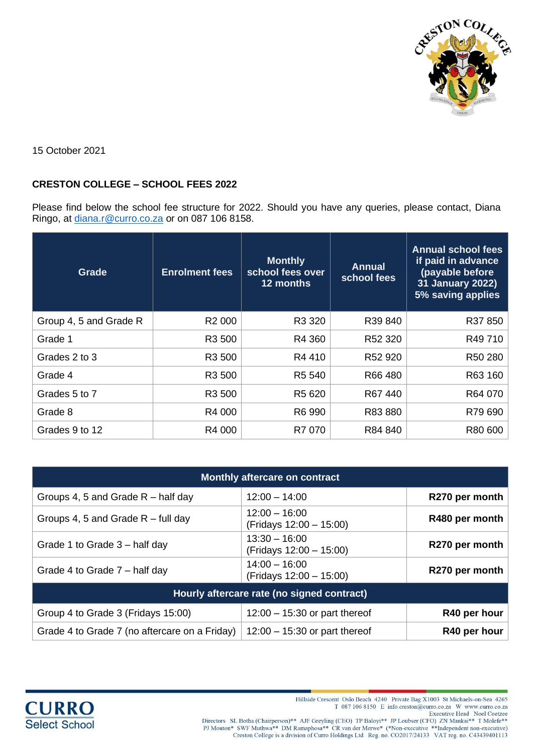15 October 2021

**CRESTON COLLEGE – SCHOOL FEES 2022**

Please find below the school fee structure for 2022. Should you have any queries, please contact, Diana Ringo, at diana.r@curro.co.za or on 087 106 8158.

| Grade | Enrolment fees | Monthly school fees over 12 months | Annual school fees | Annual school fees if paid in advance (payable before 31 January 2022) 5% saving applies |
|---|---|---|---|---|
| Group 4, 5 and Grade R | R2 000 | R3 320 | R39 840 | R37 850 |
| Grade 1 | R3 500 | R4 360 | R52 320 | R49 710 |
| Grades 2 to 3 | R3 500 | R4 410 | R52 920 | R50 280 |
| Grade 4 | R3 500 | R5 540 | R66 480 | R63 160 |
| Grades 5 to 7 | R3 500 | R5 620 | R67 440 | R64 070 |
| Grade 8 | R4 000 | R6 990 | R83 880 | R79 690 |
| Grades 9 to 12 | R4 000 | R7 070 | R84 840 | R80 600 |

| Monthly aftercare on contract | | |
|---|---|---|
| Groups 4, 5 and Grade R – half day | 12:00 – 14:00 | **R270 per month** |
| Groups 4, 5 and Grade R – full day | 12:00 – 16:00 (Fridays 12:00 – 15:00) | **R480 per month** |
| Grade 1 to Grade 3 – half day | 13:30 – 16:00 (Fridays 12:00 – 15:00) | **R270 per month** |
| Grade 4 to Grade 7 – half day | 14:00 – 16:00 (Fridays 12:00 – 15:00) | **R270 per month** |
| **Hourly aftercare rate (no signed contract)** | | |
| Group 4 to Grade 3 (Fridays 15:00) | 12:00 – 15:30 or part thereof | **R40 per hour** |
| Grade 4 to Grade 7 (no aftercare on a Friday) | 12:00 – 15:30 or part thereof | **R40 per hour** |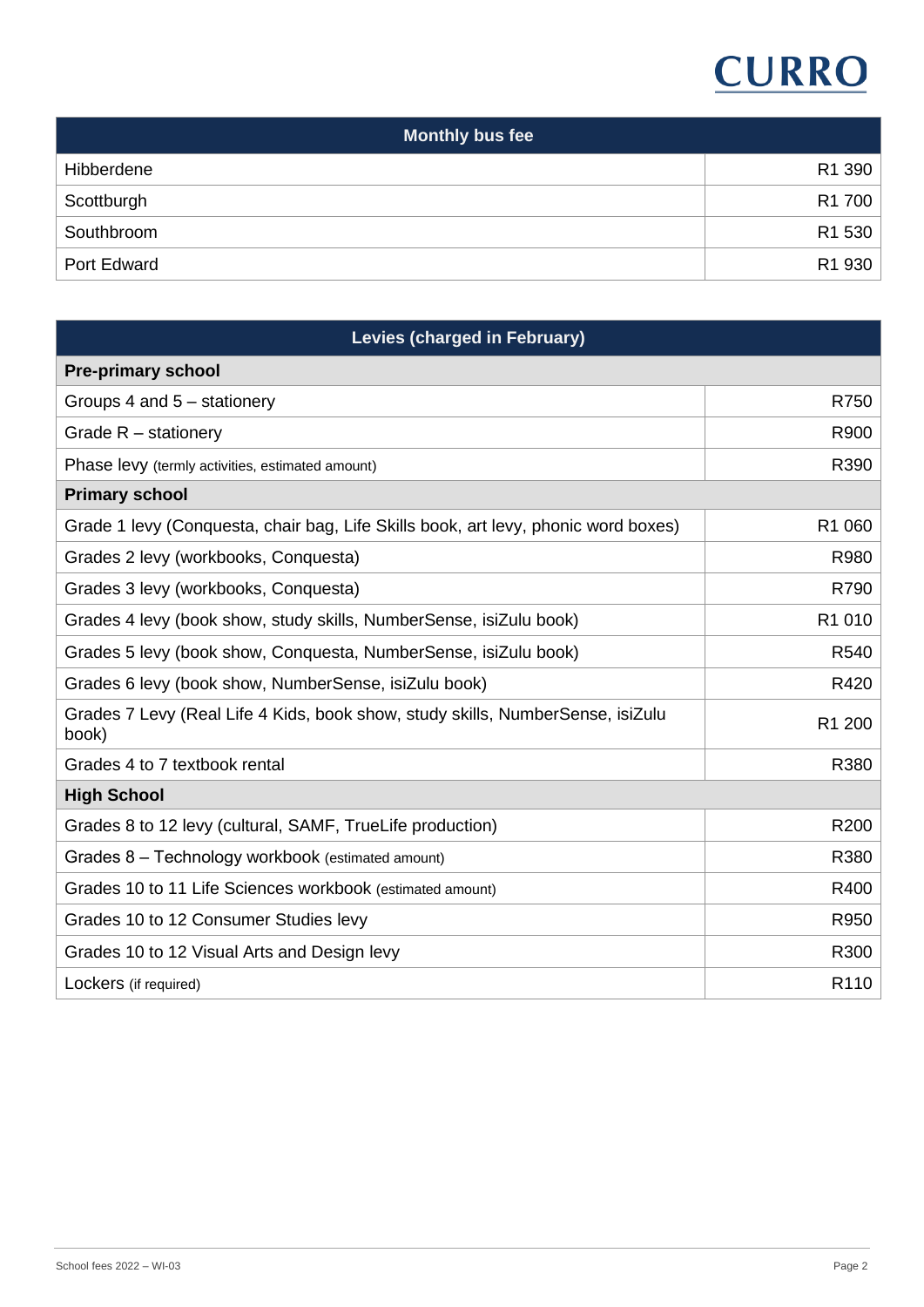| Monthly bus fee | |
|---|---|
| Hibberdene | R1 390 |
| Scottburgh | R1 700 |
| Southbroom | R1 530 |
| Port Edward | R1 930 |

| Levies (charged in February) | |
|---|---|
| **Pre-primary school** | |
| Groups 4 and 5 – stationery | R750 |
| Grade R – stationery | R900 |
| Phase levy (termly activities, estimated amount) | R390 |
| **Primary school** | |
| Grade 1 levy (Conquesta, chair bag, Life Skills book, art levy, phonic word boxes) | R1 060 |
| Grades 2 levy (workbooks, Conquesta) | R980 |
| Grades 3 levy (workbooks, Conquesta) | R790 |
| Grades 4 levy (book show, study skills, NumberSense, isiZulu book) | R1 010 |
| Grades 5 levy (book show, Conquesta, NumberSense, isiZulu book) | R540 |
| Grades 6 levy (book show, NumberSense, isiZulu book) | R420 |
| Grades 7 Levy (Real Life 4 Kids, book show, study skills, NumberSense, isiZulu book) | R1 200 |
| Grades 4 to 7 textbook rental | R380 |
| **High School** | |
| Grades 8 to 12 levy (cultural, SAMF, TrueLife production) | R200 |
| Grades 8 – Technology workbook (estimated amount) | R380 |
| Grades 10 to 11 Life Sciences workbook (estimated amount) | R400 |
| Grades 10 to 12 Consumer Studies levy | R950 |
| Grades 10 to 12 Visual Arts and Design levy | R300 |
| Lockers (if required) | R110 |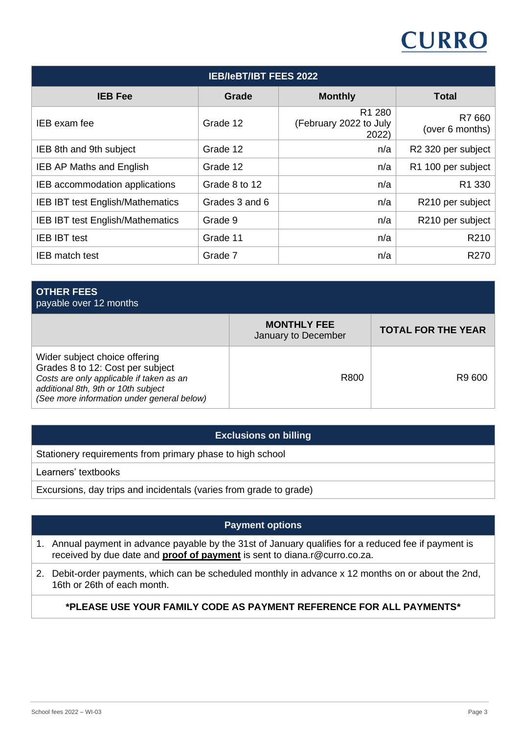CURRO

| IEB/IeBT/IBT FEES 2022 | | | |
|---|---|---|---|
| **IEB Fee** | **Grade** | **Monthly** | **Total** |
| IEB exam fee | Grade 12 | R1 280 (February 2022 to July 2022) | R7 660 (over 6 months) |
| IEB 8th and 9th subject | Grade 12 | n/a | R2 320 per subject |
| IEB AP Maths and English | Grade 12 | n/a | R1 100 per subject |
| IEB accommodation applications | Grade 8 to 12 | n/a | R1 330 |
| IEB IBT test English/Mathematics | Grades 3 and 6 | n/a | R210 per subject |
| IEB IBT test English/Mathematics | Grade 9 | n/a | R210 per subject |
| IEB IBT test | Grade 11 | n/a | R210 |
| IEB match test | Grade 7 | n/a | R270 |

| **OTHER FEES** payable over 12 months | | |
|---|---|---|
| | **MONTHLY FEE** January to December | **TOTAL FOR THE YEAR** |
| Wider subject choice offering Grades 8 to 12: Cost per subject *Costs are only applicable if taken as an additional 8th, 9th or 10th subject (See more information under general below)* | R800 | R9 600 |

| Exclusions on billing |
|---|
| Stationery requirements from primary phase to high school |
| Learners' textbooks |
| Excursions, day trips and incidentals (varies from grade to grade) |

## Payment options

1. Annual payment in advance payable by the 31st of January qualifies for a reduced fee if payment is received by due date and **proof of payment** is sent to diana.r@curro.co.za.
2. Debit-order payments, which can be scheduled monthly in advance x 12 months on or about the 2nd, 16th or 26th of each month.

**\*PLEASE USE YOUR FAMILY CODE AS PAYMENT REFERENCE FOR ALL PAYMENTS\***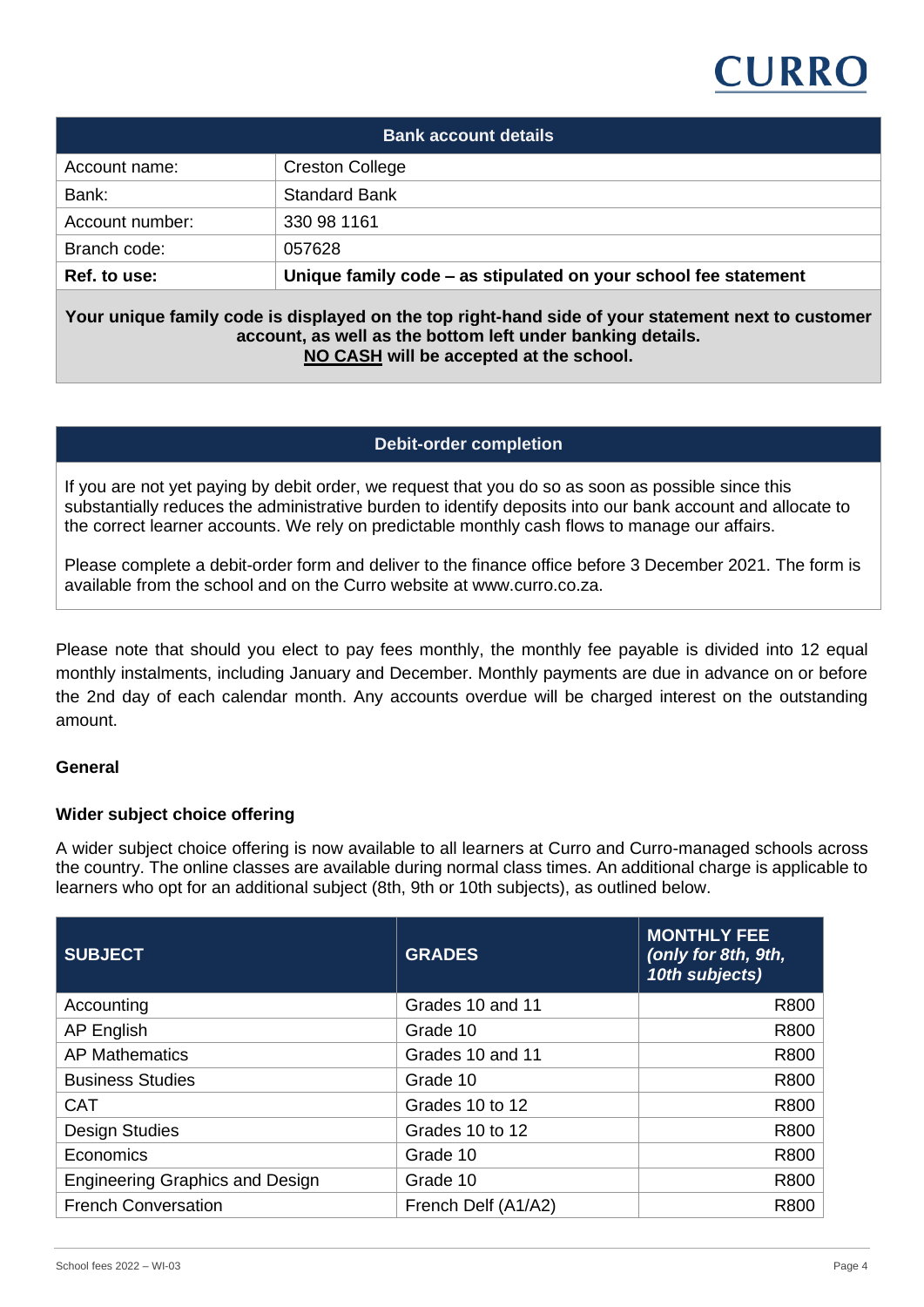| Bank account details | |
|---|---|
| Account name: | Creston College |
| Bank: | Standard Bank |
| Account number: | 330 98 1161 |
| Branch code: | 057628 |
| **Ref. to use:** | **Unique family code – as stipulated on your school fee statement** |

**Your unique family code is displayed on the top right-hand side of your statement next to customer account, as well as the bottom left under banking details.**
**NO CASH will be accepted at the school.**

### Debit-order completion

If you are not yet paying by debit order, we request that you do so as soon as possible since this substantially reduces the administrative burden to identify deposits into our bank account and allocate to the correct learner accounts. We rely on predictable monthly cash flows to manage our affairs.

Please complete a debit-order form and deliver to the finance office before 3 December 2021. The form is available from the school and on the Curro website at www.curro.co.za.

Please note that should you elect to pay fees monthly, the monthly fee payable is divided into 12 equal monthly instalments, including January and December. Monthly payments are due in advance on or before the 2nd day of each calendar month. Any accounts overdue will be charged interest on the outstanding amount.

**General**

**Wider subject choice offering**

A wider subject choice offering is now available to all learners at Curro and Curro-managed schools across the country. The online classes are available during normal class times. An additional charge is applicable to learners who opt for an additional subject (8th, 9th or 10th subjects), as outlined below.

| SUBJECT | GRADES | MONTHLY FEE *(only for 8th, 9th, 10th subjects)* |
|---|---|---:|
| Accounting | Grades 10 and 11 | R800 |
| AP English | Grade 10 | R800 |
| AP Mathematics | Grades 10 and 11 | R800 |
| Business Studies | Grade 10 | R800 |
| CAT | Grades 10 to 12 | R800 |
| Design Studies | Grades 10 to 12 | R800 |
| Economics | Grade 10 | R800 |
| Engineering Graphics and Design | Grade 10 | R800 |
| French Conversation | French Delf (A1/A2) | R800 |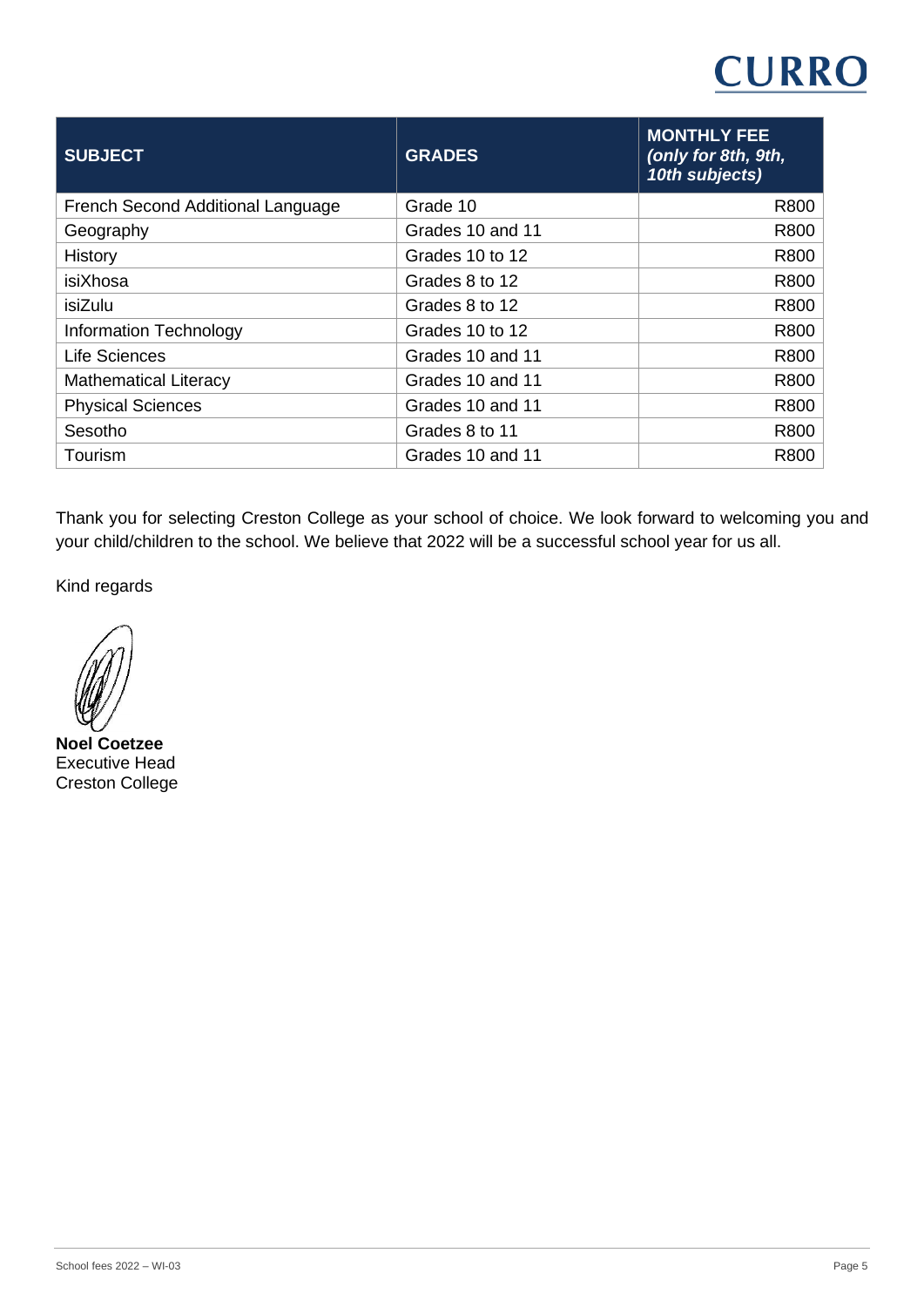| SUBJECT | GRADES | MONTHLY FEE *(only for 8th, 9th, 10th subjects)* |
|---|---|---|
| French Second Additional Language | Grade 10 | R800 |
| Geography | Grades 10 and 11 | R800 |
| History | Grades 10 to 12 | R800 |
| isiXhosa | Grades 8 to 12 | R800 |
| isiZulu | Grades 8 to 12 | R800 |
| Information Technology | Grades 10 to 12 | R800 |
| Life Sciences | Grades 10 and 11 | R800 |
| Mathematical Literacy | Grades 10 and 11 | R800 |
| Physical Sciences | Grades 10 and 11 | R800 |
| Sesotho | Grades 8 to 11 | R800 |
| Tourism | Grades 10 and 11 | R800 |

Thank you for selecting Creston College as your school of choice. We look forward to welcoming you and your child/children to the school. We believe that 2022 will be a successful school year for us all.

Kind regards

**Noel Coetzee**
Executive Head
Creston College